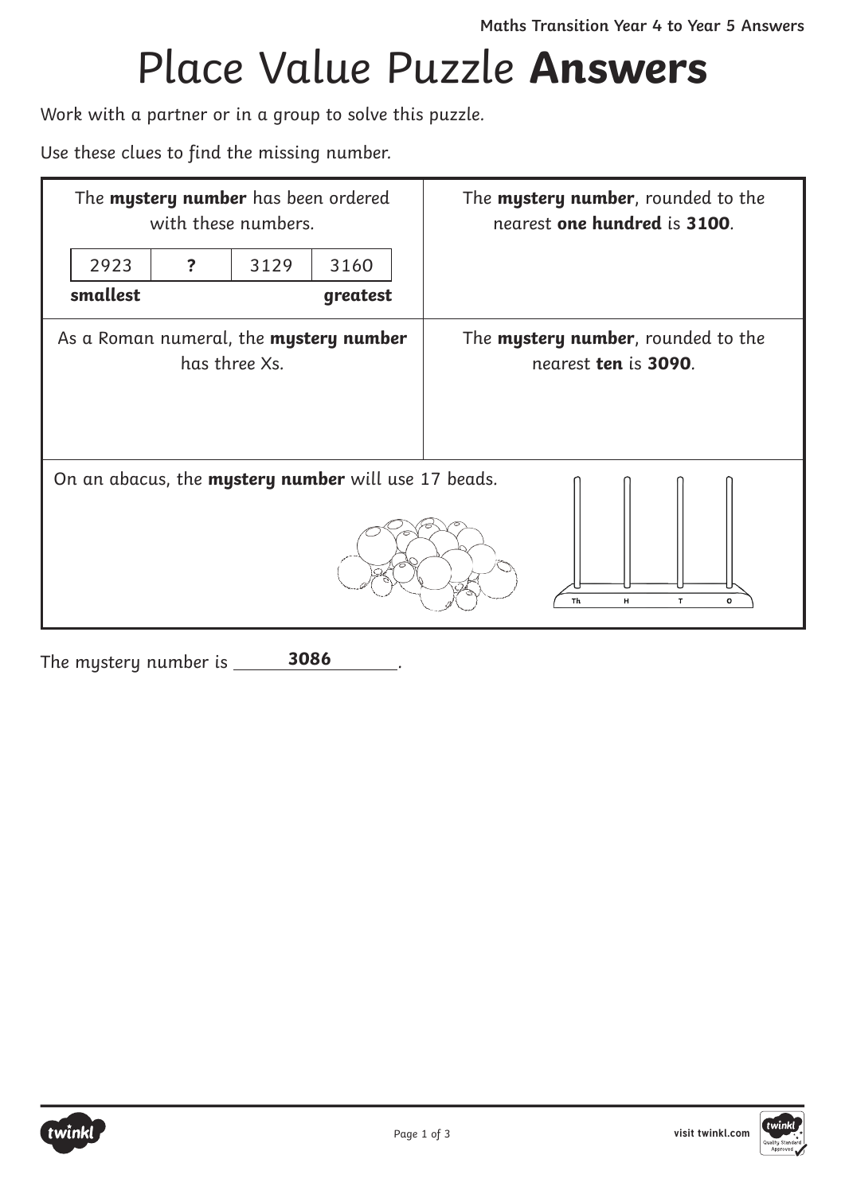# Place Value Puzzle **Answers**

Work with a partner or in a group to solve this puzzle.

Use these clues to find the missing number.

The **mystery number** has been ordered with these numbers.

| 2923 | **?** | 3129 | 3160 |
|---|---|---|---|

**smallest** → **greatest**

The **mystery number**, rounded to the nearest **one hundred** is **3100**.

As a Roman numeral, the **mystery number** has three Xs.

The **mystery number**, rounded to the nearest **ten** is **3090**.

On an abacus, the **mystery number** will use 17 beads.

Th H T O

The mystery number is **3086**.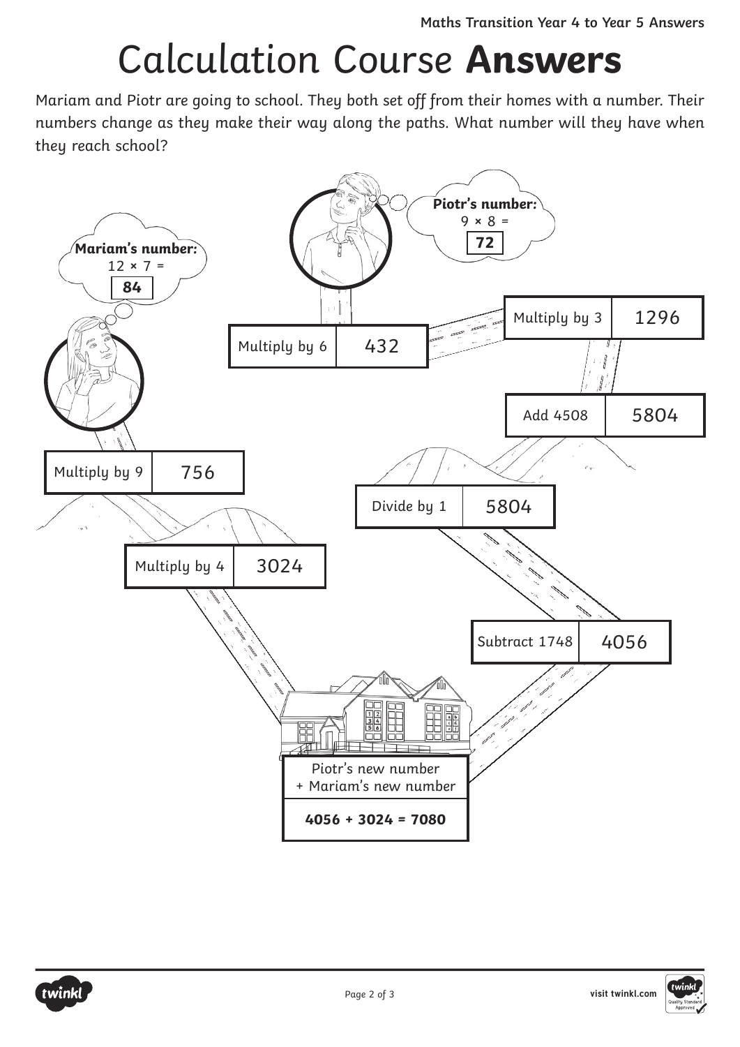# Calculation Course **Answers**

Mariam and Piotr are going to school. They both set off from their homes with a number. Their numbers change as they make their way along the paths. What number will they have when they reach school?

**Mariam's number:**
$12 \times 7 =$ **84**

**Piotr's number:**
$9 \times 8 =$ **72**

| Step | Answer |
|---|---|
| Multiply by 6 | 432 |
| Multiply by 3 | 1296 |
| Add 4508 | 5804 |
| Divide by 1 | 5804 |
| Subtract 1748 | 4056 |

| Step | Answer |
|---|---|
| Multiply by 9 | 756 |
| Multiply by 4 | 3024 |

Piotr's new number + Mariam's new number

**4056 + 3024 = 7080**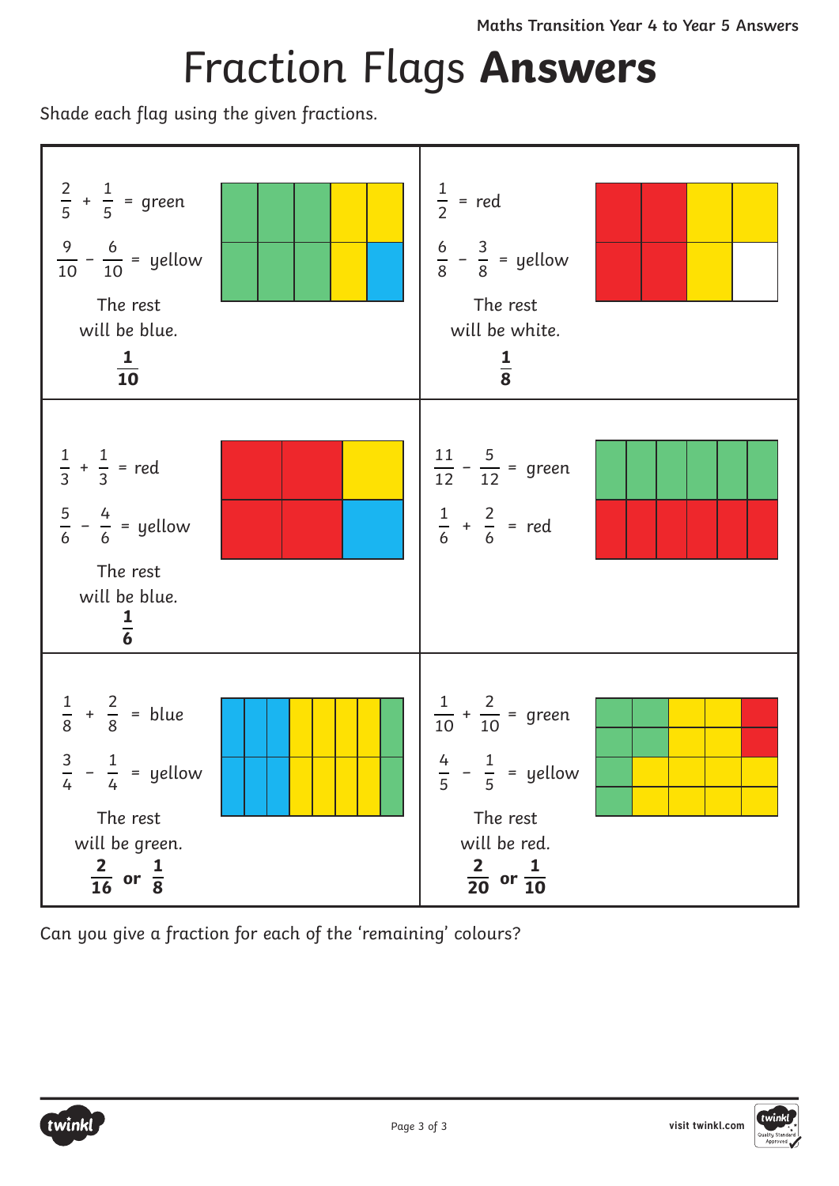# Fraction Flags **Answers**

Shade each flag using the given fractions.

$\frac{2}{5} + \frac{1}{5}$ = green

$\frac{9}{10} - \frac{6}{10}$ = yellow

The rest will be blue.

$\mathbf{\frac{1}{10}}$

$\frac{1}{2}$ = red

$\frac{6}{8} - \frac{3}{8}$ = yellow

The rest will be white.

$\mathbf{\frac{1}{8}}$

$\frac{1}{3} + \frac{1}{3}$ = red

$\frac{5}{6} - \frac{4}{6}$ = yellow

The rest will be blue.

$\mathbf{\frac{1}{6}}$

$\frac{11}{12} - \frac{5}{12}$ = green

$\frac{1}{6} + \frac{2}{6}$ = red

$\frac{1}{8} + \frac{2}{8}$ = blue

$\frac{3}{4} - \frac{1}{4}$ = yellow

The rest will be green.

$\mathbf{\frac{2}{16}}$ **or** $\mathbf{\frac{1}{8}}$

$\frac{1}{10} + \frac{2}{10}$ = green

$\frac{4}{5} - \frac{1}{5}$ = yellow

The rest will be red.

$\mathbf{\frac{2}{20}}$ **or** $\mathbf{\frac{1}{10}}$

Can you give a fraction for each of the 'remaining' colours?